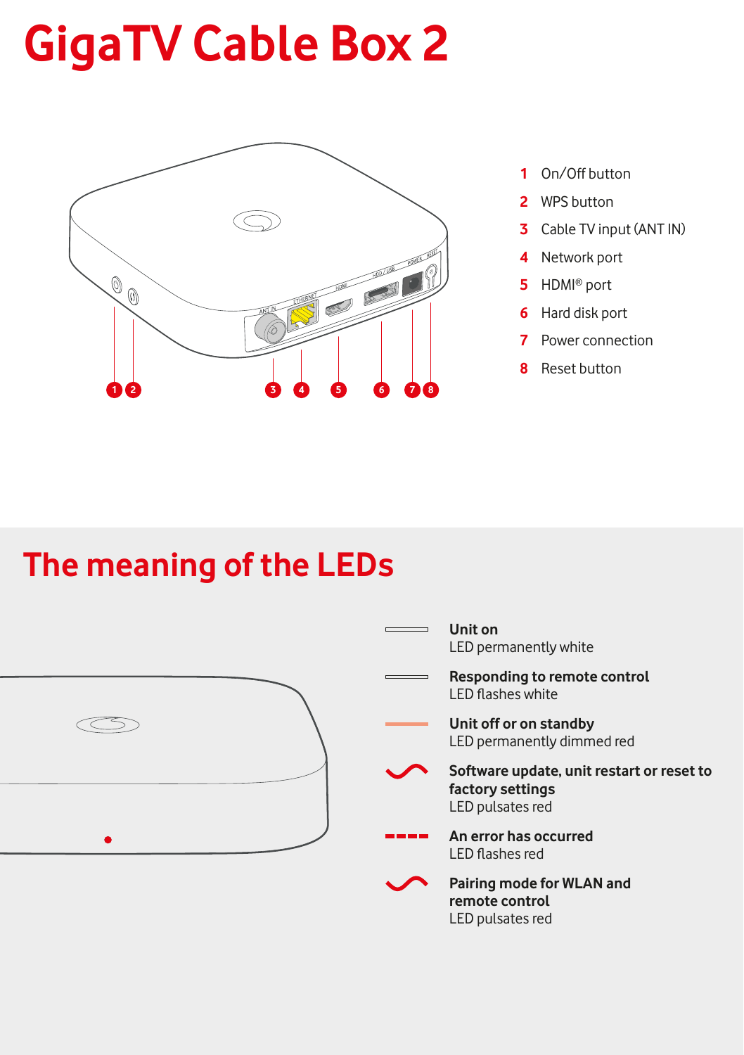# GigaTV Cable Box 2

1. On/Off button
2. WPS button
3. Cable TV input (ANT IN)
4. Network port
5. HDMI® port
6. Hard disk port
7. Power connection
8. Reset button

## The meaning of the LEDs

**Unit on**
LED permanently white

**Responding to remote control**
LED flashes white

**Unit off or on standby**
LED permanently dimmed red

**Software update, unit restart or reset to factory settings**
LED pulsates red

**An error has occurred**
LED flashes red

**Pairing mode for WLAN and remote control**
LED pulsates red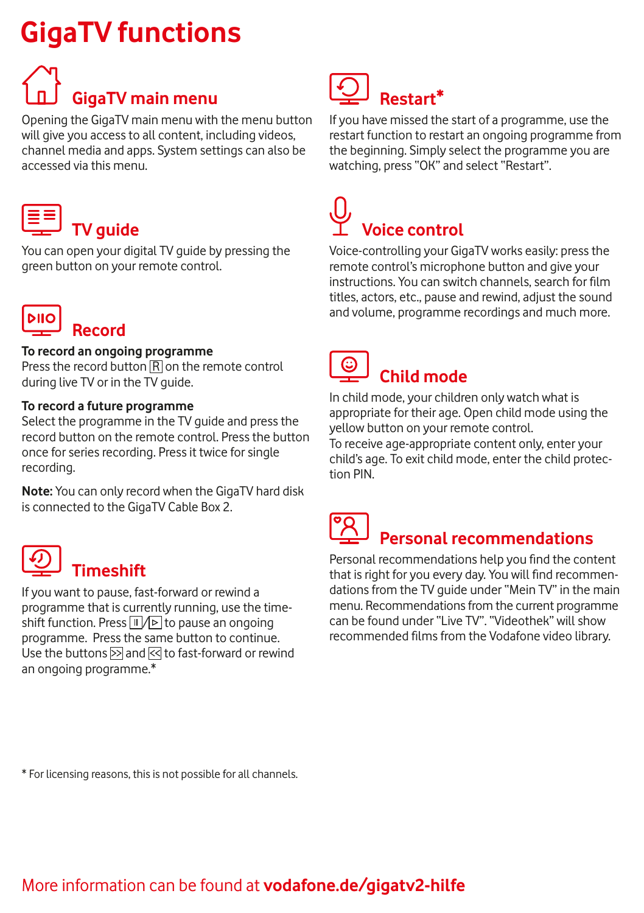# GigaTV functions

## GigaTV main menu

Opening the GigaTV main menu with the menu button will give you access to all content, including videos, channel media and apps. System settings can also be accessed via this menu.

## TV guide

You can open your digital TV guide by pressing the green button on your remote control.

## Record

**To record an ongoing programme**
Press the record button [R] on the remote control during live TV or in the TV guide.

**To record a future programme**
Select the programme in the TV guide and press the record button on the remote control. Press the button once for series recording. Press it twice for single recording.

**Note:** You can only record when the GigaTV hard disk is connected to the GigaTV Cable Box 2.

## Timeshift

If you want to pause, fast-forward or rewind a programme that is currently running, use the time-shift function. Press [II]/[▷] to pause an ongoing programme. Press the same button to continue. Use the buttons [>>] and [<<] to fast-forward or rewind an ongoing programme.*

## Restart*

If you have missed the start of a programme, use the restart function to restart an ongoing programme from the beginning. Simply select the programme you are watching, press "OK" and select "Restart".

## Voice control

Voice-controlling your GigaTV works easily: press the remote control's microphone button and give your instructions. You can switch channels, search for film titles, actors, etc., pause and rewind, adjust the sound and volume, programme recordings and much more.

## Child mode

In child mode, your children only watch what is appropriate for their age. Open child mode using the yellow button on your remote control.
To receive age-appropriate content only, enter your child's age. To exit child mode, enter the child protection PIN.

## Personal recommendations

Personal recommendations help you find the content that is right for you every day. You will find recommendations from the TV guide under "Mein TV" in the main menu. Recommendations from the current programme can be found under "Live TV". "Videothek" will show recommended films from the Vodafone video library.

* For licensing reasons, this is not possible for all channels.

More information can be found at **vodafone.de/gigatv2-hilfe**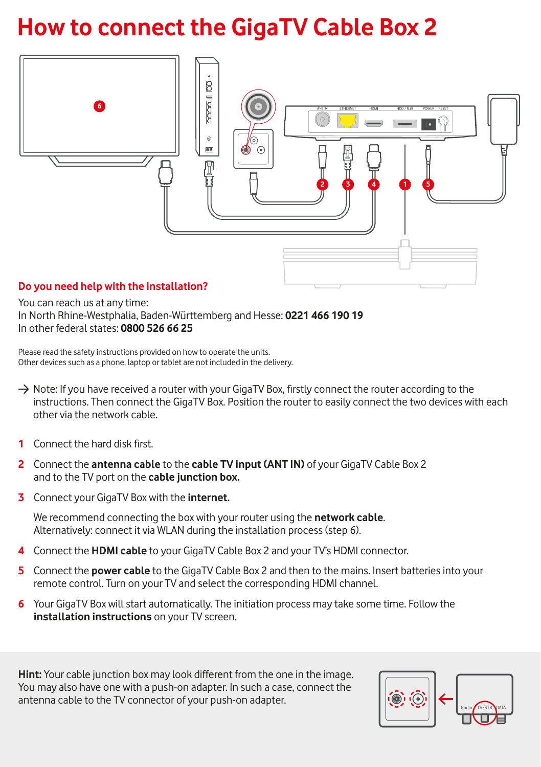# How to connect the GigaTV Cable Box 2

### Do you need help with the installation?

You can reach us at any time:
In North Rhine-Westphalia, Baden-Württemberg and Hesse: **0221 466 190 19**
In other federal states: **0800 526 66 25**

Please read the safety instructions provided on how to operate the units.
Other devices such as a phone, laptop or tablet are not included in the delivery.

→ Note: If you have received a router with your GigaTV Box, firstly connect the router according to the instructions. Then connect the GigaTV Box. Position the router to easily connect the two devices with each other via the network cable.

1. Connect the hard disk first.
2. Connect the **antenna cable** to the **cable TV input (ANT IN)** of your GigaTV Cable Box 2 and to the TV port on the **cable junction box.**
3. Connect your GigaTV Box with the **internet.**

   We recommend connecting the box with your router using the **network cable**. Alternatively: connect it via WLAN during the installation process (step 6).
4. Connect the **HDMI cable** to your GigaTV Cable Box 2 and your TV's HDMI connector.
5. Connect the **power cable** to the GigaTV Cable Box 2 and then to the mains. Insert batteries into your remote control. Turn on your TV and select the corresponding HDMI channel.
6. Your GigaTV Box will start automatically. The initiation process may take some time. Follow the **installation instructions** on your TV screen.

**Hint:** Your cable junction box may look different from the one in the image. You may also have one with a push-on adapter. In such a case, connect the antenna cable to the TV connector of your push-on adapter.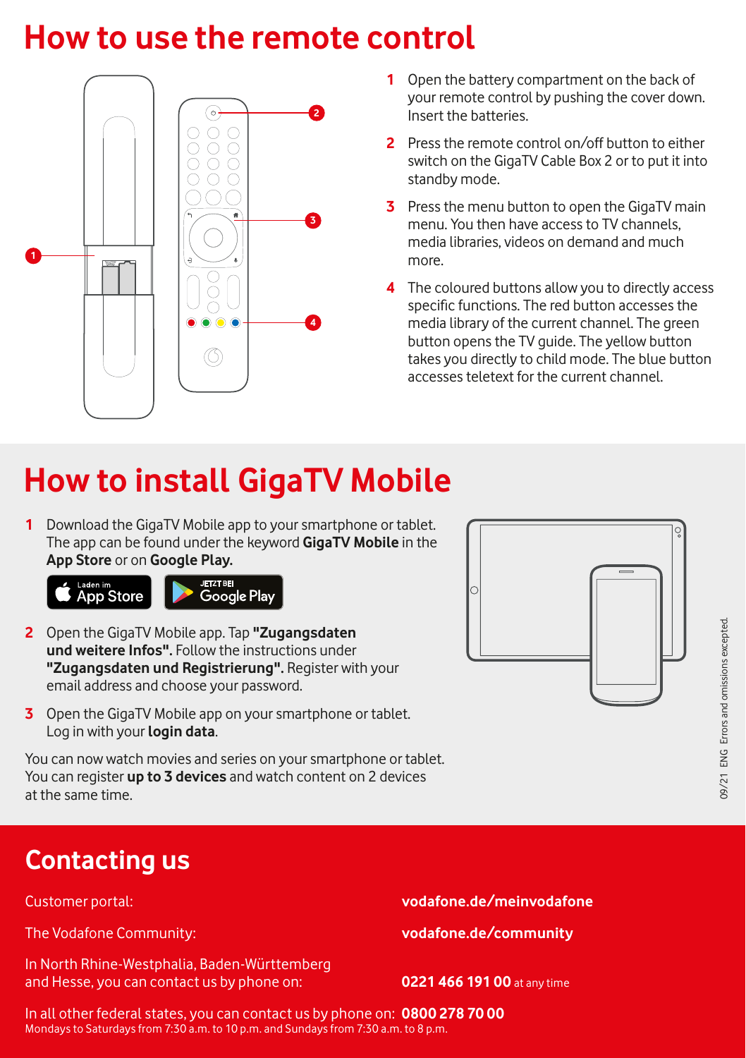# How to use the remote control

1. Open the battery compartment on the back of your remote control by pushing the cover down. Insert the batteries.
2. Press the remote control on/off button to either switch on the GigaTV Cable Box 2 or to put it into standby mode.
3. Press the menu button to open the GigaTV main menu. You then have access to TV channels, media libraries, videos on demand and much more.
4. The coloured buttons allow you to directly access specific functions. The red button accesses the media library of the current channel. The green button opens the TV guide. The yellow button takes you directly to child mode. The blue button accesses teletext for the current channel.

# How to install GigaTV Mobile

1. Download the GigaTV Mobile app to your smartphone or tablet. The app can be found under the keyword **GigaTV Mobile** in the **App Store** or on **Google Play.**

   Laden im App Store

   JETZT BEI Google Play

2. Open the GigaTV Mobile app. Tap **"Zugangsdaten und weitere Infos".** Follow the instructions under **"Zugangsdaten und Registrierung".** Register with your email address and choose your password.
3. Open the GigaTV Mobile app on your smartphone or tablet. Log in with your **login data**.

You can now watch movies and series on your smartphone or tablet. You can register **up to 3 devices** and watch content on 2 devices at the same time.

09/21 ENG Errors and omissions excepted.

## Contacting us

Customer portal: **vodafone.de/meinvodafone**

The Vodafone Community: **vodafone.de/community**

In North Rhine-Westphalia, Baden-Württemberg and Hesse, you can contact us by phone on: **0221 466 191 00** at any time

In all other federal states, you can contact us by phone on: **0800 278 70 00**
Mondays to Saturdays from 7:30 a.m. to 10 p.m. and Sundays from 7:30 a.m. to 8 p.m.